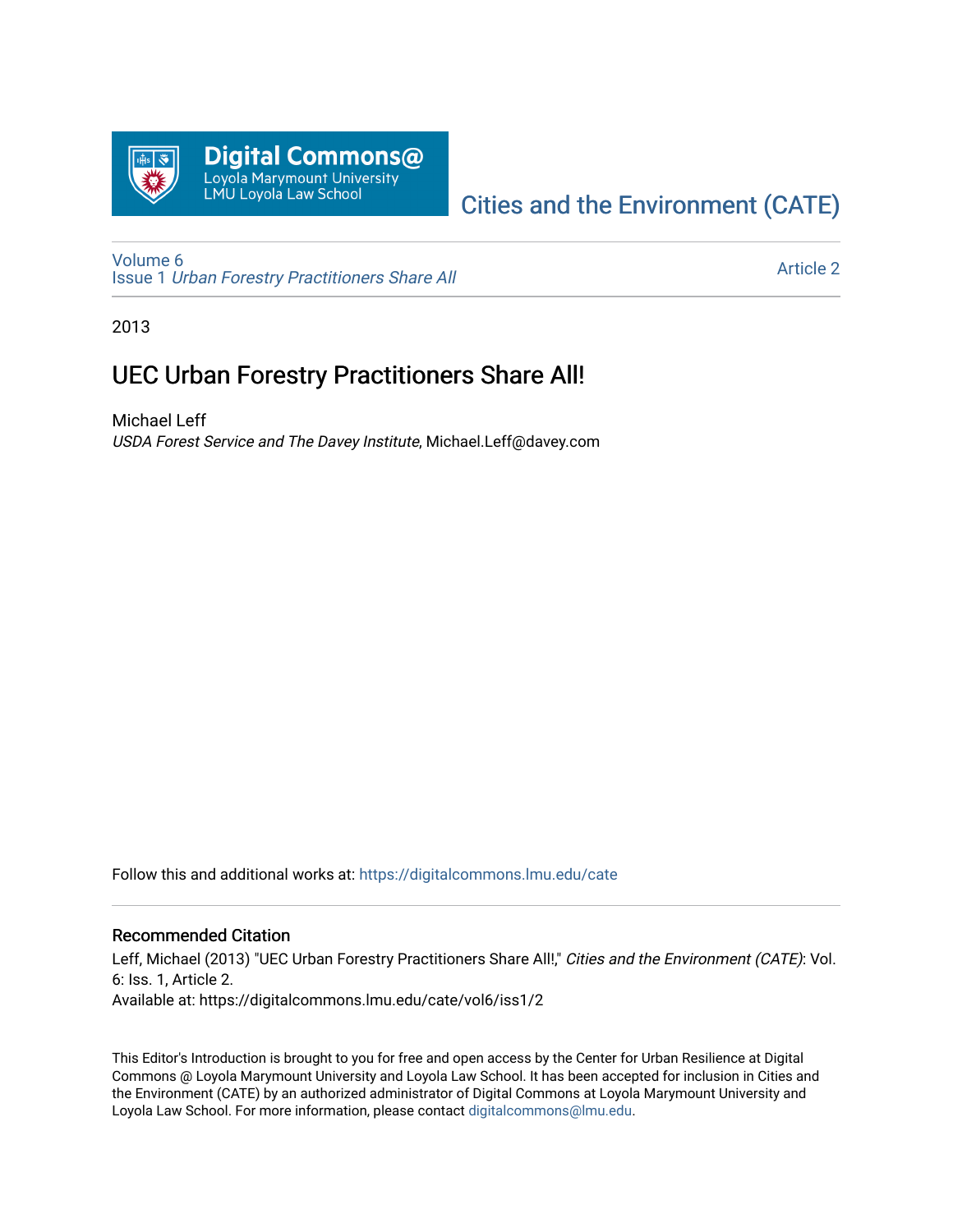Digital Commons@ Loyola Marymount University LMU Loyola Law School

Cities and the Environment (CATE)

Volume 6
Issue 1 *Urban Forestry Practitioners Share All*

Article 2

2013

# UEC Urban Forestry Practitioners Share All!

Michael Leff
*USDA Forest Service and The Davey Institute*, Michael.Leff@davey.com

Follow this and additional works at: https://digitalcommons.lmu.edu/cate

## Recommended Citation

Leff, Michael (2013) "UEC Urban Forestry Practitioners Share All!," *Cities and the Environment (CATE)*: Vol. 6: Iss. 1, Article 2.
Available at: https://digitalcommons.lmu.edu/cate/vol6/iss1/2

This Editor's Introduction is brought to you for free and open access by the Center for Urban Resilience at Digital Commons @ Loyola Marymount University and Loyola Law School. It has been accepted for inclusion in Cities and the Environment (CATE) by an authorized administrator of Digital Commons at Loyola Marymount University and Loyola Law School. For more information, please contact digitalcommons@lmu.edu.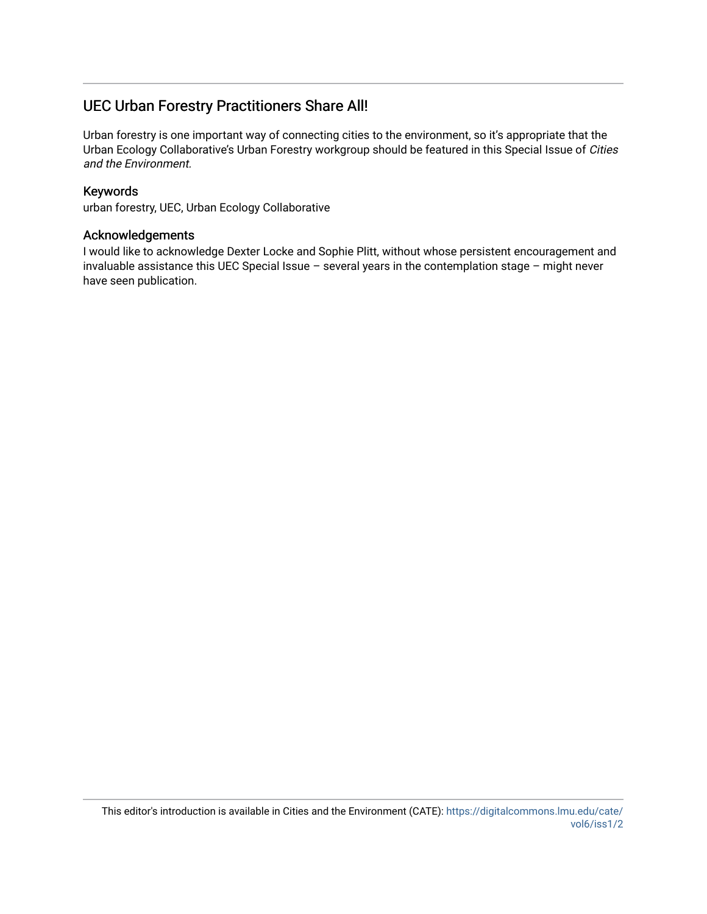## UEC Urban Forestry Practitioners Share All!

Urban forestry is one important way of connecting cities to the environment, so it's appropriate that the Urban Ecology Collaborative's Urban Forestry workgroup should be featured in this Special Issue of *Cities and the Environment.*

### Keywords

urban forestry, UEC, Urban Ecology Collaborative

### Acknowledgements

I would like to acknowledge Dexter Locke and Sophie Plitt, without whose persistent encouragement and invaluable assistance this UEC Special Issue – several years in the contemplation stage – might never have seen publication.

This editor's introduction is available in Cities and the Environment (CATE): https://digitalcommons.lmu.edu/cate/vol6/iss1/2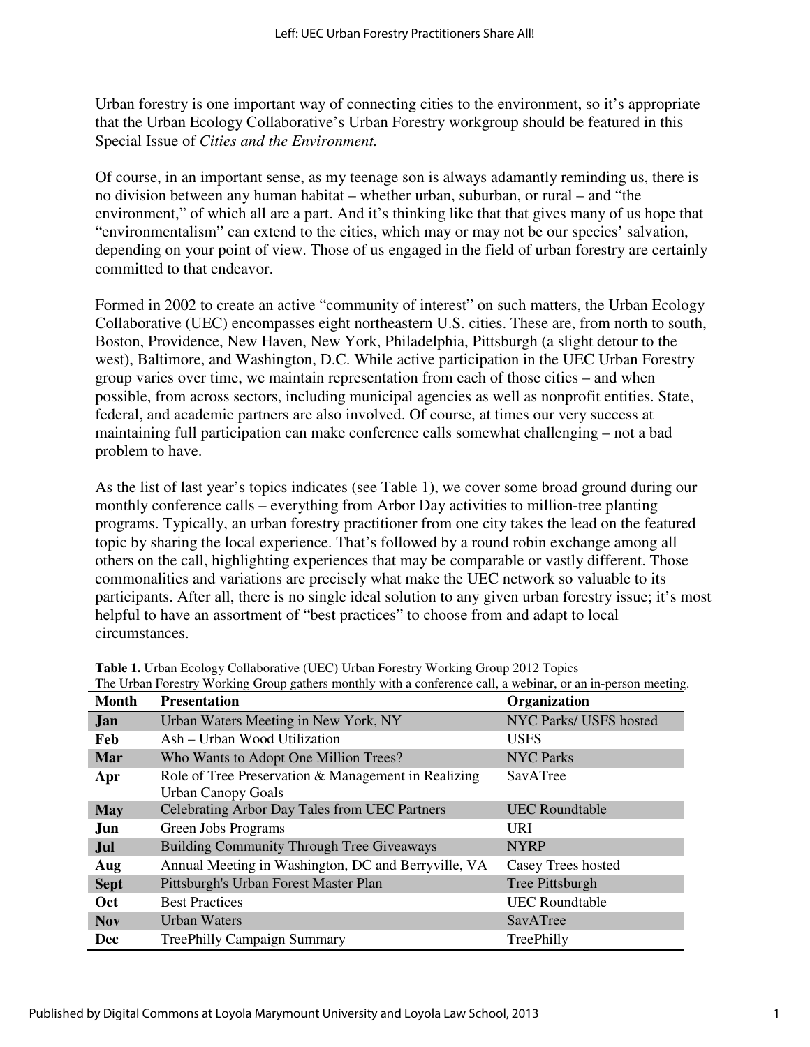Urban forestry is one important way of connecting cities to the environment, so it's appropriate that the Urban Ecology Collaborative's Urban Forestry workgroup should be featured in this Special Issue of *Cities and the Environment.*

Of course, in an important sense, as my teenage son is always adamantly reminding us, there is no division between any human habitat – whether urban, suburban, or rural – and "the environment," of which all are a part. And it's thinking like that that gives many of us hope that "environmentalism" can extend to the cities, which may or may not be our species' salvation, depending on your point of view. Those of us engaged in the field of urban forestry are certainly committed to that endeavor.

Formed in 2002 to create an active "community of interest" on such matters, the Urban Ecology Collaborative (UEC) encompasses eight northeastern U.S. cities. These are, from north to south, Boston, Providence, New Haven, New York, Philadelphia, Pittsburgh (a slight detour to the west), Baltimore, and Washington, D.C. While active participation in the UEC Urban Forestry group varies over time, we maintain representation from each of those cities – and when possible, from across sectors, including municipal agencies as well as nonprofit entities. State, federal, and academic partners are also involved. Of course, at times our very success at maintaining full participation can make conference calls somewhat challenging – not a bad problem to have.

As the list of last year's topics indicates (see Table 1), we cover some broad ground during our monthly conference calls – everything from Arbor Day activities to million-tree planting programs. Typically, an urban forestry practitioner from one city takes the lead on the featured topic by sharing the local experience. That's followed by a round robin exchange among all others on the call, highlighting experiences that may be comparable or vastly different. Those commonalities and variations are precisely what make the UEC network so valuable to its participants. After all, there is no single ideal solution to any given urban forestry issue; it's most helpful to have an assortment of "best practices" to choose from and adapt to local circumstances.

**Table 1.** Urban Ecology Collaborative (UEC) Urban Forestry Working Group 2012 Topics
The Urban Forestry Working Group gathers monthly with a conference call, a webinar, or an in-person meeting.

| Month | Presentation | Organization |
|---|---|---|
| Jan | Urban Waters Meeting in New York, NY | NYC Parks/ USFS hosted |
| Feb | Ash – Urban Wood Utilization | USFS |
| Mar | Who Wants to Adopt One Million Trees? | NYC Parks |
| Apr | Role of Tree Preservation & Management in Realizing Urban Canopy Goals | SavATree |
| May | Celebrating Arbor Day Tales from UEC Partners | UEC Roundtable |
| Jun | Green Jobs Programs | URI |
| Jul | Building Community Through Tree Giveaways | NYRP |
| Aug | Annual Meeting in Washington, DC and Berryville, VA | Casey Trees hosted |
| Sept | Pittsburgh's Urban Forest Master Plan | Tree Pittsburgh |
| Oct | Best Practices | UEC Roundtable |
| Nov | Urban Waters | SavATree |
| Dec | TreePhilly Campaign Summary | TreePhilly |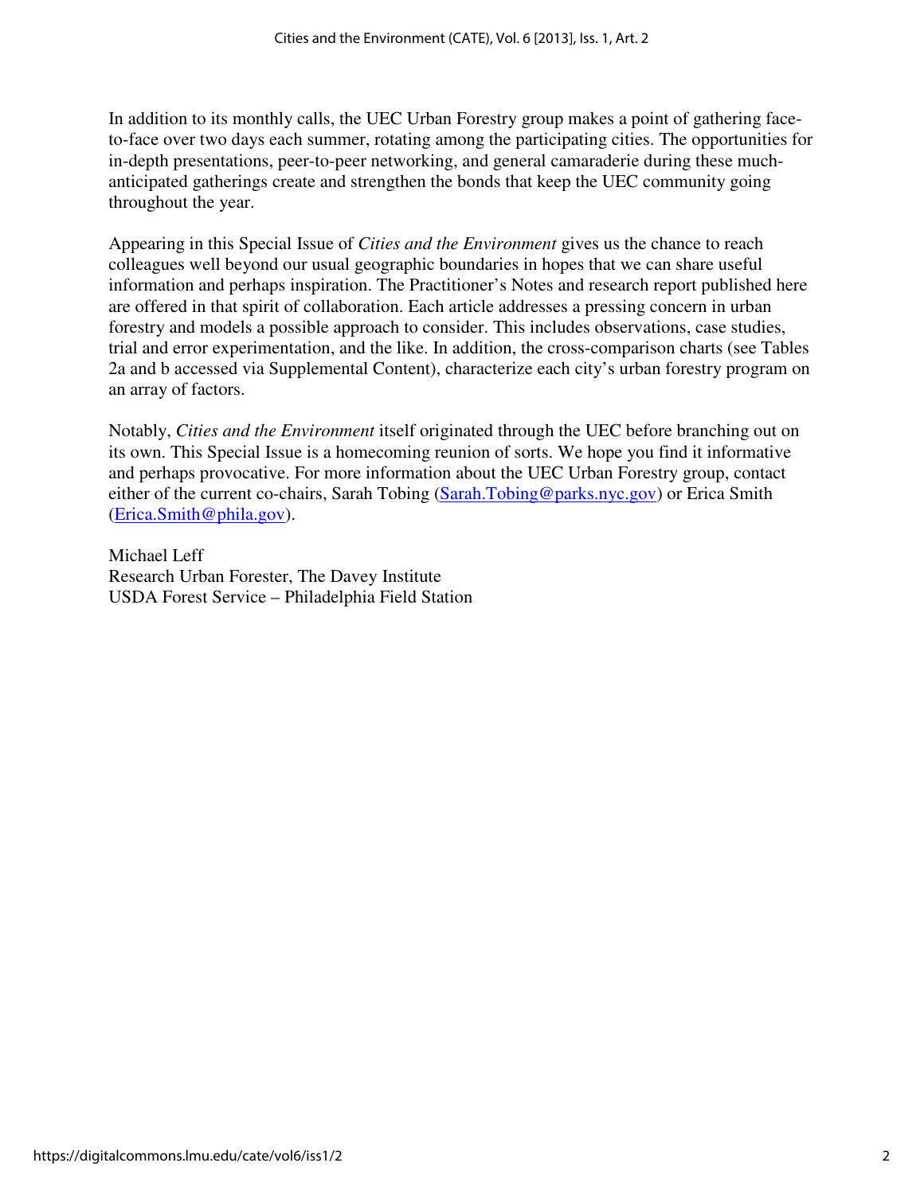In addition to its monthly calls, the UEC Urban Forestry group makes a point of gathering face-to-face over two days each summer, rotating among the participating cities. The opportunities for in-depth presentations, peer-to-peer networking, and general camaraderie during these much-anticipated gatherings create and strengthen the bonds that keep the UEC community going throughout the year.

Appearing in this Special Issue of *Cities and the Environment* gives us the chance to reach colleagues well beyond our usual geographic boundaries in hopes that we can share useful information and perhaps inspiration. The Practitioner's Notes and research report published here are offered in that spirit of collaboration. Each article addresses a pressing concern in urban forestry and models a possible approach to consider. This includes observations, case studies, trial and error experimentation, and the like. In addition, the cross-comparison charts (see Tables 2a and b accessed via Supplemental Content), characterize each city's urban forestry program on an array of factors.

Notably, *Cities and the Environment* itself originated through the UEC before branching out on its own. This Special Issue is a homecoming reunion of sorts. We hope you find it informative and perhaps provocative. For more information about the UEC Urban Forestry group, contact either of the current co-chairs, Sarah Tobing (Sarah.Tobing@parks.nyc.gov) or Erica Smith (Erica.Smith@phila.gov).

Michael Leff
Research Urban Forester, The Davey Institute
USDA Forest Service – Philadelphia Field Station